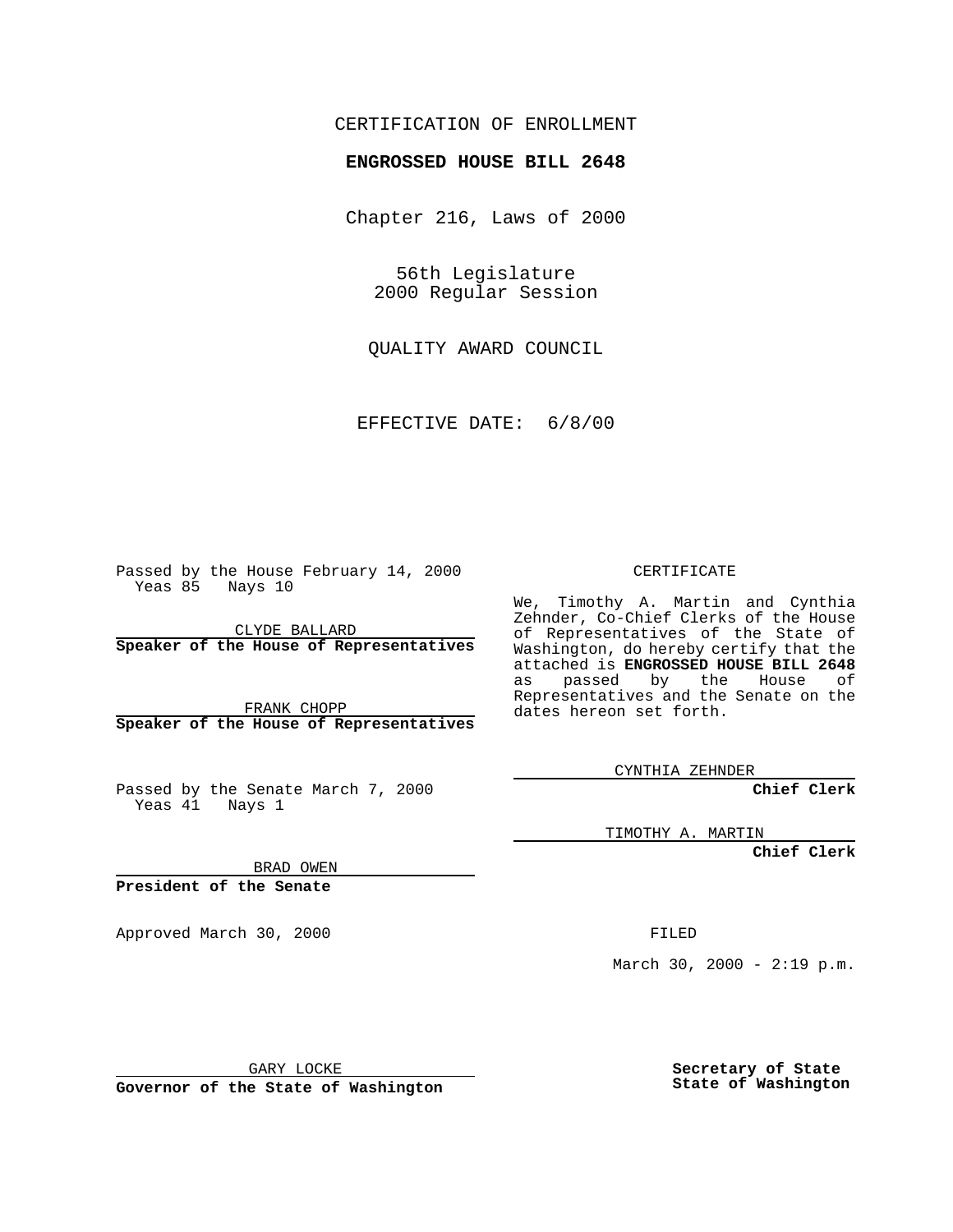CERTIFICATION OF ENROLLMENT

**ENGROSSED HOUSE BILL 2648**

Chapter 216, Laws of 2000

56th Legislature
2000 Regular Session

QUALITY AWARD COUNCIL

EFFECTIVE DATE: 6/8/00

Passed by the House February 14, 2000
Yeas 85 Nays 10

CLYDE BALLARD
**Speaker of the House of Representatives**

FRANK CHOPP
**Speaker of the House of Representatives**

Passed by the Senate March 7, 2000
Yeas 41 Nays 1

BRAD OWEN
**President of the Senate**

Approved March 30, 2000

GARY LOCKE
**Governor of the State of Washington**

CERTIFICATE

We, Timothy A. Martin and Cynthia Zehnder, Co-Chief Clerks of the House of Representatives of the State of Washington, do hereby certify that the attached is **ENGROSSED HOUSE BILL 2648** as passed by the House of Representatives and the Senate on the dates hereon set forth.

CYNTHIA ZEHNDER
**Chief Clerk**

TIMOTHY A. MARTIN
**Chief Clerk**

FILED

March 30, 2000 - 2:19 p.m.

**Secretary of State**
**State of Washington**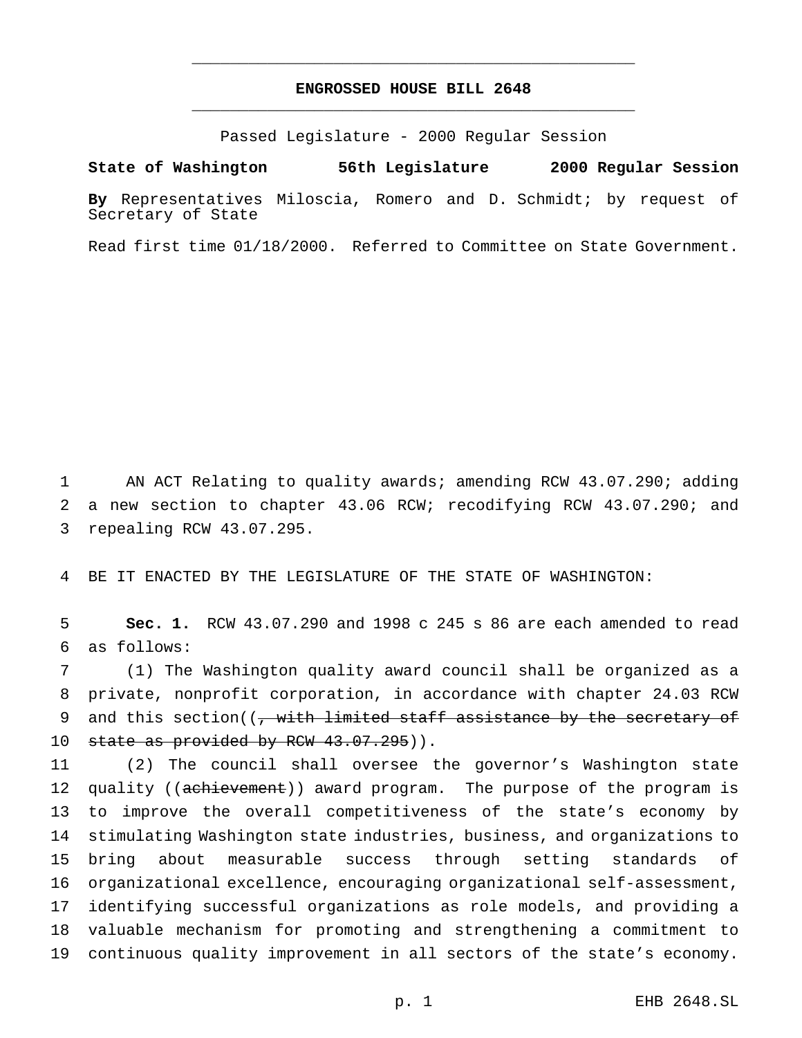# ENGROSSED HOUSE BILL 2648

Passed Legislature - 2000 Regular Session

**State of Washington 56th Legislature 2000 Regular Session**

**By** Representatives Miloscia, Romero and D. Schmidt; by request of Secretary of State

Read first time 01/18/2000. Referred to Committee on State Government.

AN ACT Relating to quality awards; amending RCW 43.07.290; adding a new section to chapter 43.06 RCW; recodifying RCW 43.07.290; and repealing RCW 43.07.295.

BE IT ENACTED BY THE LEGISLATURE OF THE STATE OF WASHINGTON:

**Sec. 1.** RCW 43.07.290 and 1998 c 245 s 86 are each amended to read as follows:

(1) The Washington quality award council shall be organized as a private, nonprofit corporation, in accordance with chapter 24.03 RCW and this section((~~, with limited staff assistance by the secretary of state as provided by RCW 43.07.295~~)).

(2) The council shall oversee the governor's Washington state quality ((~~achievement~~)) award program. The purpose of the program is to improve the overall competitiveness of the state's economy by stimulating Washington state industries, business, and organizations to bring about measurable success through setting standards of organizational excellence, encouraging organizational self-assessment, identifying successful organizations as role models, and providing a valuable mechanism for promoting and strengthening a commitment to continuous quality improvement in all sectors of the state's economy.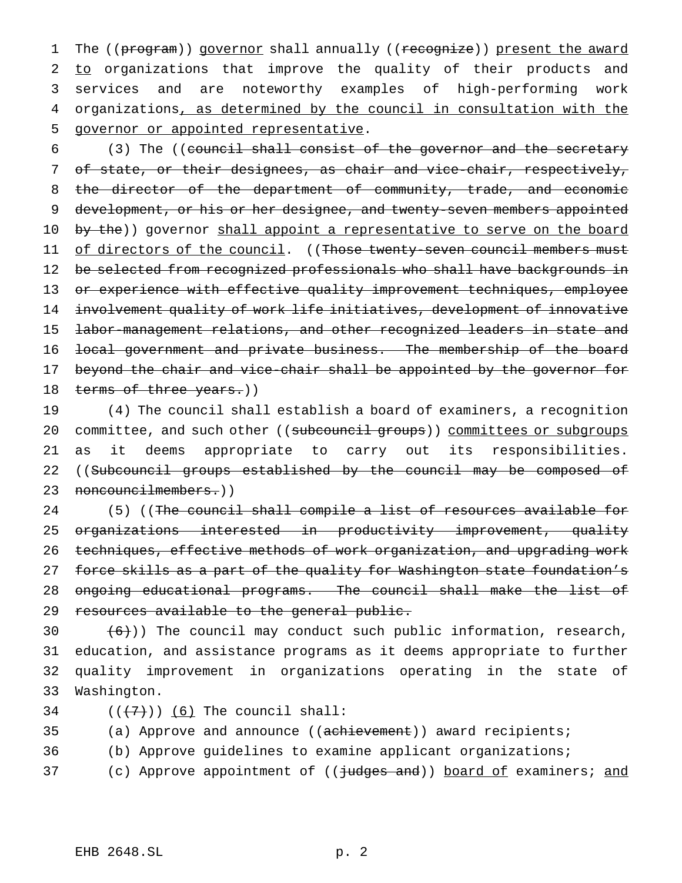The ((~~program~~)) governor shall annually ((~~recognize~~)) <u>present the award to</u> organizations that improve the quality of their products and services and are noteworthy examples of high-performing work organizations<u>, as determined by the council in consultation with the governor or appointed representative</u>.

(3) The ((~~council shall consist of the governor and the secretary of state, or their designees, as chair and vice-chair, respectively, the director of the department of community, trade, and economic development, or his or her designee, and twenty-seven members appointed by the~~)) governor <u>shall appoint a representative to serve on the board of directors of the council</u>. ((~~Those twenty-seven council members must be selected from recognized professionals who shall have backgrounds in or experience with effective quality improvement techniques, employee involvement quality of work life initiatives, development of innovative labor-management relations, and other recognized leaders in state and local government and private business. The membership of the board beyond the chair and vice-chair shall be appointed by the governor for terms of three years.~~))

(4) The council shall establish a board of examiners, a recognition committee, and such other ((~~subcouncil groups~~)) <u>committees or subgroups</u> as it deems appropriate to carry out its responsibilities. ((~~Subcouncil groups established by the council may be composed of noncouncilmembers.~~))

(5) ((~~The council shall compile a list of resources available for organizations interested in productivity improvement, quality techniques, effective methods of work organization, and upgrading work force skills as a part of the quality for Washington state foundation's ongoing educational programs. The council shall make the list of resources available to the general public.~~

~~(6)~~)) The council may conduct such public information, research, education, and assistance programs as it deems appropriate to further quality improvement in organizations operating in the state of Washington.

((~~(7)~~)) <u>(6)</u> The council shall:

(a) Approve and announce ((~~achievement~~)) award recipients;

(b) Approve guidelines to examine applicant organizations;

(c) Approve appointment of ((~~judges and~~)) <u>board of</u> examiners; <u>and</u>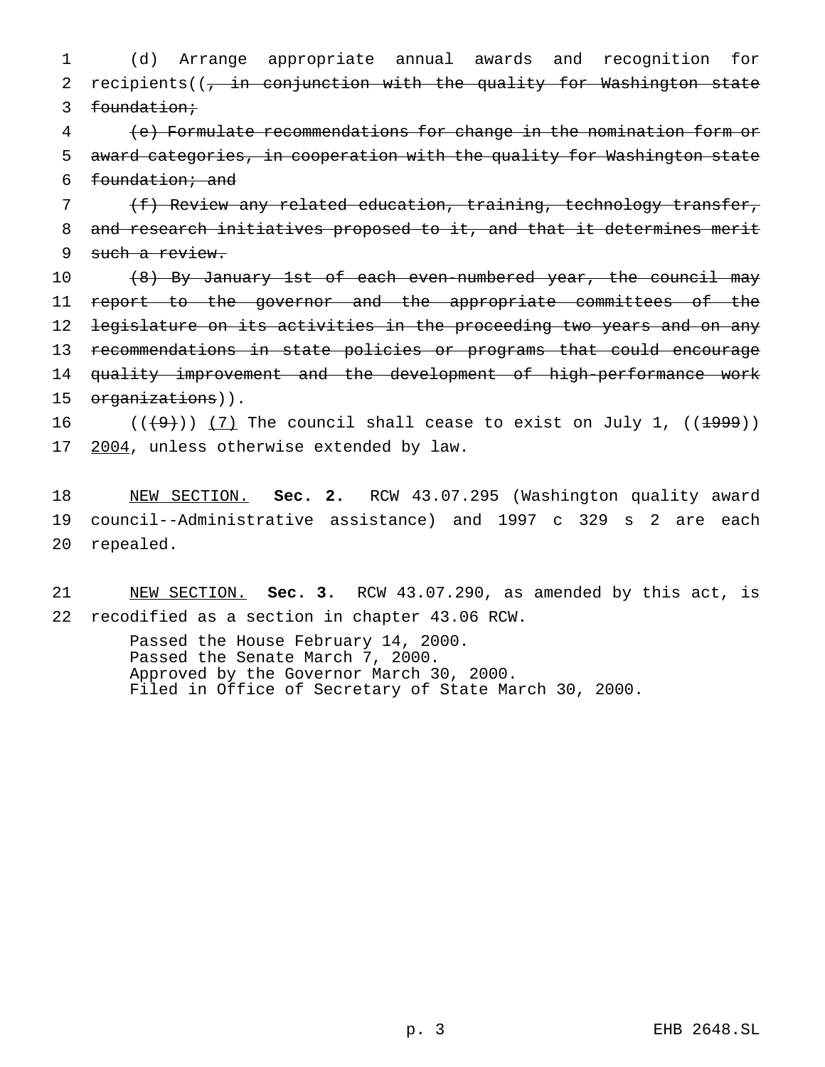(d) Arrange appropriate annual awards and recognition for recipients((, in conjunction with the quality for Washington state foundation;

(e) Formulate recommendations for change in the nomination form or award categories, in cooperation with the quality for Washington state foundation; and

(f) Review any related education, training, technology transfer, and research initiatives proposed to it, and that it determines merit such a review.

(8) By January 1st of each even-numbered year, the council may report to the governor and the appropriate committees of the legislature on its activities in the proceeding two years and on any recommendations in state policies or programs that could encourage quality improvement and the development of high-performance work organizations)).

(((9))) (7) The council shall cease to exist on July 1, ((1999)) 2004, unless otherwise extended by law.

NEW SECTION. **Sec. 2.** RCW 43.07.295 (Washington quality award council--Administrative assistance) and 1997 c 329 s 2 are each repealed.

NEW SECTION. **Sec. 3.** RCW 43.07.290, as amended by this act, is recodified as a section in chapter 43.06 RCW.

Passed the House February 14, 2000.
Passed the Senate March 7, 2000.
Approved by the Governor March 30, 2000.
Filed in Office of Secretary of State March 30, 2000.